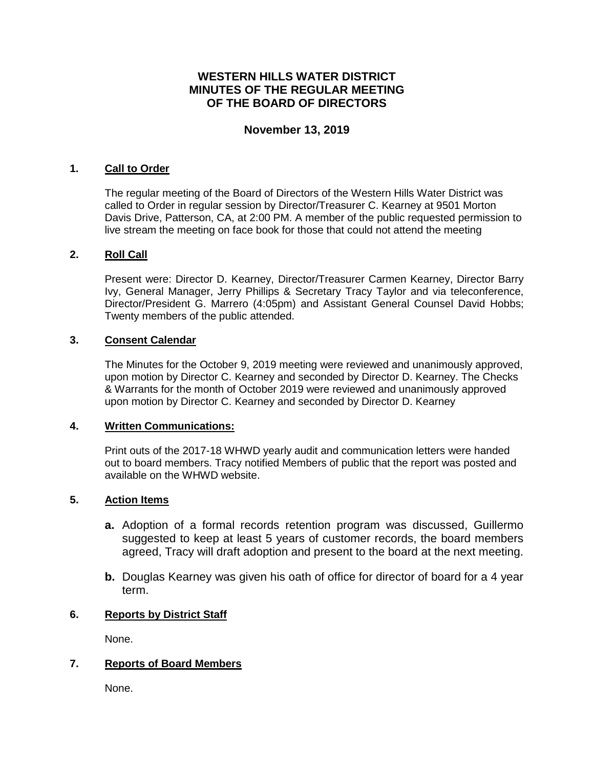# WESTERN HILLS WATER DISTRICT
# MINUTES OF THE REGULAR MEETING
# OF THE BOARD OF DIRECTORS

**November 13, 2019**

## 1. Call to Order

The regular meeting of the Board of Directors of the Western Hills Water District was called to Order in regular session by Director/Treasurer C. Kearney at 9501 Morton Davis Drive, Patterson, CA, at 2:00 PM. A member of the public requested permission to live stream the meeting on face book for those that could not attend the meeting

## 2. Roll Call

Present were: Director D. Kearney, Director/Treasurer Carmen Kearney, Director Barry Ivy, General Manager, Jerry Phillips & Secretary Tracy Taylor and via teleconference, Director/President G. Marrero (4:05pm) and Assistant General Counsel David Hobbs; Twenty members of the public attended.

## 3. Consent Calendar

The Minutes for the October 9, 2019 meeting were reviewed and unanimously approved, upon motion by Director C. Kearney and seconded by Director D. Kearney. The Checks & Warrants for the month of October 2019 were reviewed and unanimously approved upon motion by Director C. Kearney and seconded by Director D. Kearney

## 4. Written Communications:

Print outs of the 2017-18 WHWD yearly audit and communication letters were handed out to board members. Tracy notified Members of public that the report was posted and available on the WHWD website.

## 5. Action Items

- **a.** Adoption of a formal records retention program was discussed, Guillermo suggested to keep at least 5 years of customer records, the board members agreed, Tracy will draft adoption and present to the board at the next meeting.
- **b.** Douglas Kearney was given his oath of office for director of board for a 4 year term.

## 6. Reports by District Staff

None.

## 7. Reports of Board Members

None.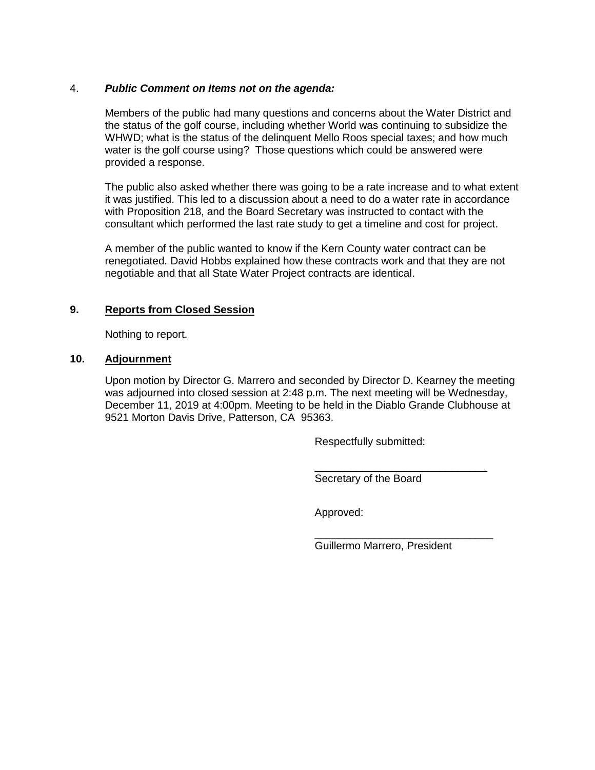4. ***Public Comment on Items not on the agenda:***

Members of the public had many questions and concerns about the Water District and the status of the golf course, including whether World was continuing to subsidize the WHWD; what is the status of the delinquent Mello Roos special taxes; and how much water is the golf course using? Those questions which could be answered were provided a response.

The public also asked whether there was going to be a rate increase and to what extent it was justified. This led to a discussion about a need to do a water rate in accordance with Proposition 218, and the Board Secretary was instructed to contact with the consultant which performed the last rate study to get a timeline and cost for project.

A member of the public wanted to know if the Kern County water contract can be renegotiated. David Hobbs explained how these contracts work and that they are not negotiable and that all State Water Project contracts are identical.

**9. Reports from Closed Session**

Nothing to report.

**10. Adjournment**

Upon motion by Director G. Marrero and seconded by Director D. Kearney the meeting was adjourned into closed session at 2:48 p.m. The next meeting will be Wednesday, December 11, 2019 at 4:00pm. Meeting to be held in the Diablo Grande Clubhouse at 9521 Morton Davis Drive, Patterson, CA 95363.

Respectfully submitted:

______________________________
Secretary of the Board

Approved:

______________________________
Guillermo Marrero, President